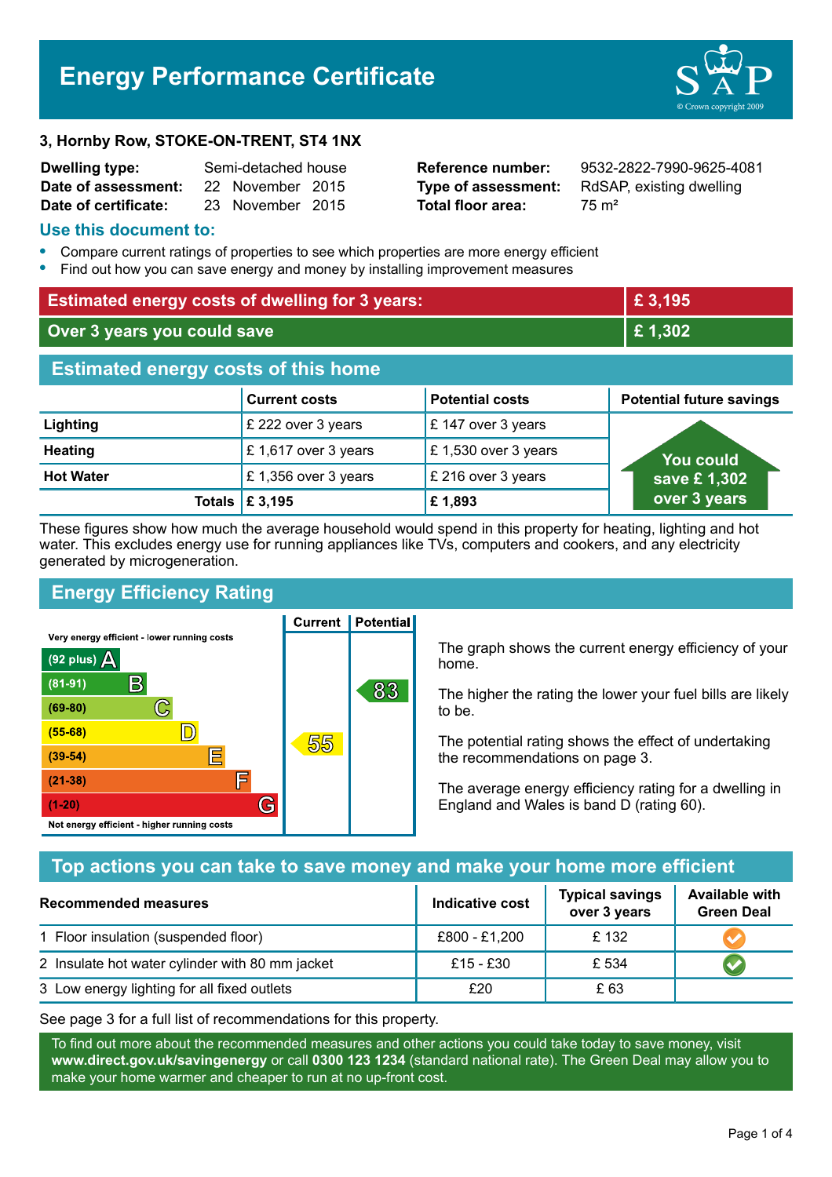# Energy Performance Certificate

**3, Hornby Row, STOKE-ON-TRENT, ST4 1NX**

| | | | |
|---|---|---|---|
| **Dwelling type:** | Semi-detached house | **Reference number:** | 9532-2822-7990-9625-4081 |
| **Date of assessment:** | 22 November 2015 | **Type of assessment:** | RdSAP, existing dwelling |
| **Date of certificate:** | 23 November 2015 | **Total floor area:** | 75 m² |

## Use this document to:

- Compare current ratings of properties to see which properties are more energy efficient
- Find out how you can save energy and money by installing improvement measures

| | |
|---|---|
| **Estimated energy costs of dwelling for 3 years:** | **£ 3,195** |
| **Over 3 years you could save** | **£ 1,302** |

## Estimated energy costs of this home

| | Current costs | Potential costs | Potential future savings |
|---|---|---|---|
| **Lighting** | £ 222 over 3 years | £ 147 over 3 years | You could save £ 1,302 over 3 years |
| **Heating** | £ 1,617 over 3 years | £ 1,530 over 3 years | |
| **Hot Water** | £ 1,356 over 3 years | £ 216 over 3 years | |
| **Totals** | **£ 3,195** | **£ 1,893** | |

These figures show how much the average household would spend in this property for heating, lighting and hot water. This excludes energy use for running appliances like TVs, computers and cookers, and any electricity generated by microgeneration.

## Energy Efficiency Rating

Very energy efficient - lower running costs

| Rating | Band | Current | Potential |
|---|---|---|---|
| (92 plus) | A | | |
| (81-91) | B | | 83 |
| (69-80) | C | | |
| (55-68) | D | 55 | |
| (39-54) | E | | |
| (21-38) | F | | |
| (1-20) | G | | |

Not energy efficient - higher running costs

The graph shows the current energy efficiency of your home.

The higher the rating the lower your fuel bills are likely to be.

The potential rating shows the effect of undertaking the recommendations on page 3.

The average energy efficiency rating for a dwelling in England and Wales is band D (rating 60).

## Top actions you can take to save money and make your home more efficient

| Recommended measures | Indicative cost | Typical savings over 3 years | Available with Green Deal |
|---|---|---|---|
| 1 Floor insulation (suspended floor) | £800 - £1,200 | £ 132 | ✔ |
| 2 Insulate hot water cylinder with 80 mm jacket | £15 - £30 | £ 534 | ✔ |
| 3 Low energy lighting for all fixed outlets | £20 | £ 63 | |

See page 3 for a full list of recommendations for this property.

To find out more about the recommended measures and other actions you could take today to save money, visit **www.direct.gov.uk/savingenergy** or call **0300 123 1234** (standard national rate). The Green Deal may allow you to make your home warmer and cheaper to run at no up-front cost.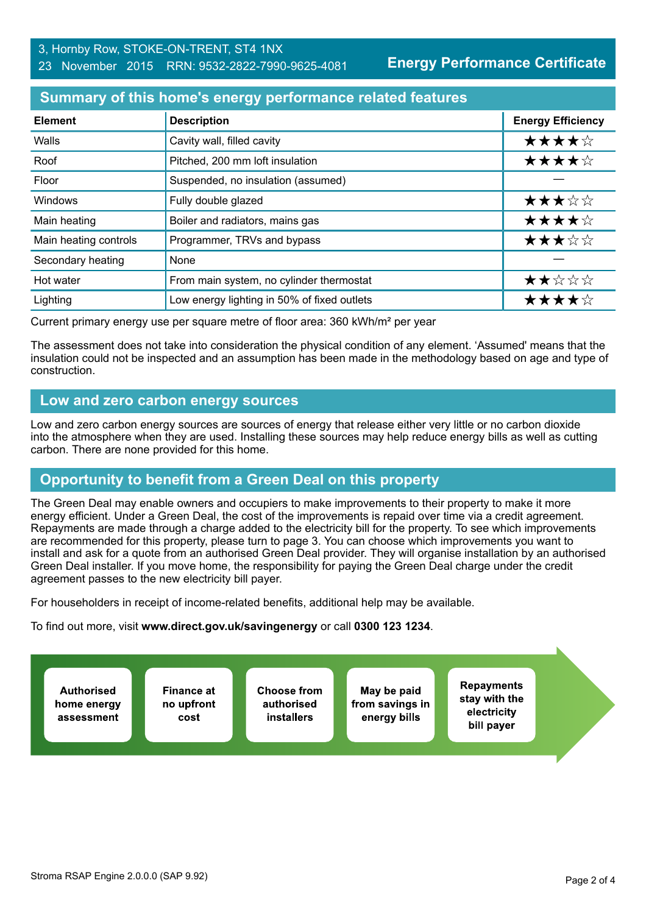3, Hornby Row, STOKE-ON-TRENT, ST4 1NX
23 November 2015 RRN: 9532-2822-7990-9625-4081

**Energy Performance Certificate**

## Summary of this home's energy performance related features

| Element | Description | Energy Efficiency |
|---|---|---|
| Walls | Cavity wall, filled cavity | ★★★★☆ |
| Roof | Pitched, 200 mm loft insulation | ★★★★☆ |
| Floor | Suspended, no insulation (assumed) | — |
| Windows | Fully double glazed | ★★★☆☆ |
| Main heating | Boiler and radiators, mains gas | ★★★★☆ |
| Main heating controls | Programmer, TRVs and bypass | ★★★☆☆ |
| Secondary heating | None | — |
| Hot water | From main system, no cylinder thermostat | ★★☆☆☆ |
| Lighting | Low energy lighting in 50% of fixed outlets | ★★★★☆ |

Current primary energy use per square metre of floor area: 360 kWh/m² per year

The assessment does not take into consideration the physical condition of any element. 'Assumed' means that the insulation could not be inspected and an assumption has been made in the methodology based on age and type of construction.

## Low and zero carbon energy sources

Low and zero carbon energy sources are sources of energy that release either very little or no carbon dioxide into the atmosphere when they are used. Installing these sources may help reduce energy bills as well as cutting carbon. There are none provided for this home.

## Opportunity to benefit from a Green Deal on this property

The Green Deal may enable owners and occupiers to make improvements to their property to make it more energy efficient. Under a Green Deal, the cost of the improvements is repaid over time via a credit agreement. Repayments are made through a charge added to the electricity bill for the property. To see which improvements are recommended for this property, please turn to page 3. You can choose which improvements you want to install and ask for a quote from an authorised Green Deal provider. They will organise installation by an authorised Green Deal installer. If you move home, the responsibility for paying the Green Deal charge under the credit agreement passes to the new electricity bill payer.

For householders in receipt of income-related benefits, additional help may be available.

To find out more, visit **www.direct.gov.uk/savingenergy** or call **0300 123 1234**.

- **Authorised home energy assessment**
- **Finance at no upfront cost**
- **Choose from authorised installers**
- **May be paid from savings in energy bills**
- **Repayments stay with the electricity bill payer**

Stroma RSAP Engine 2.0.0.0 (SAP 9.92)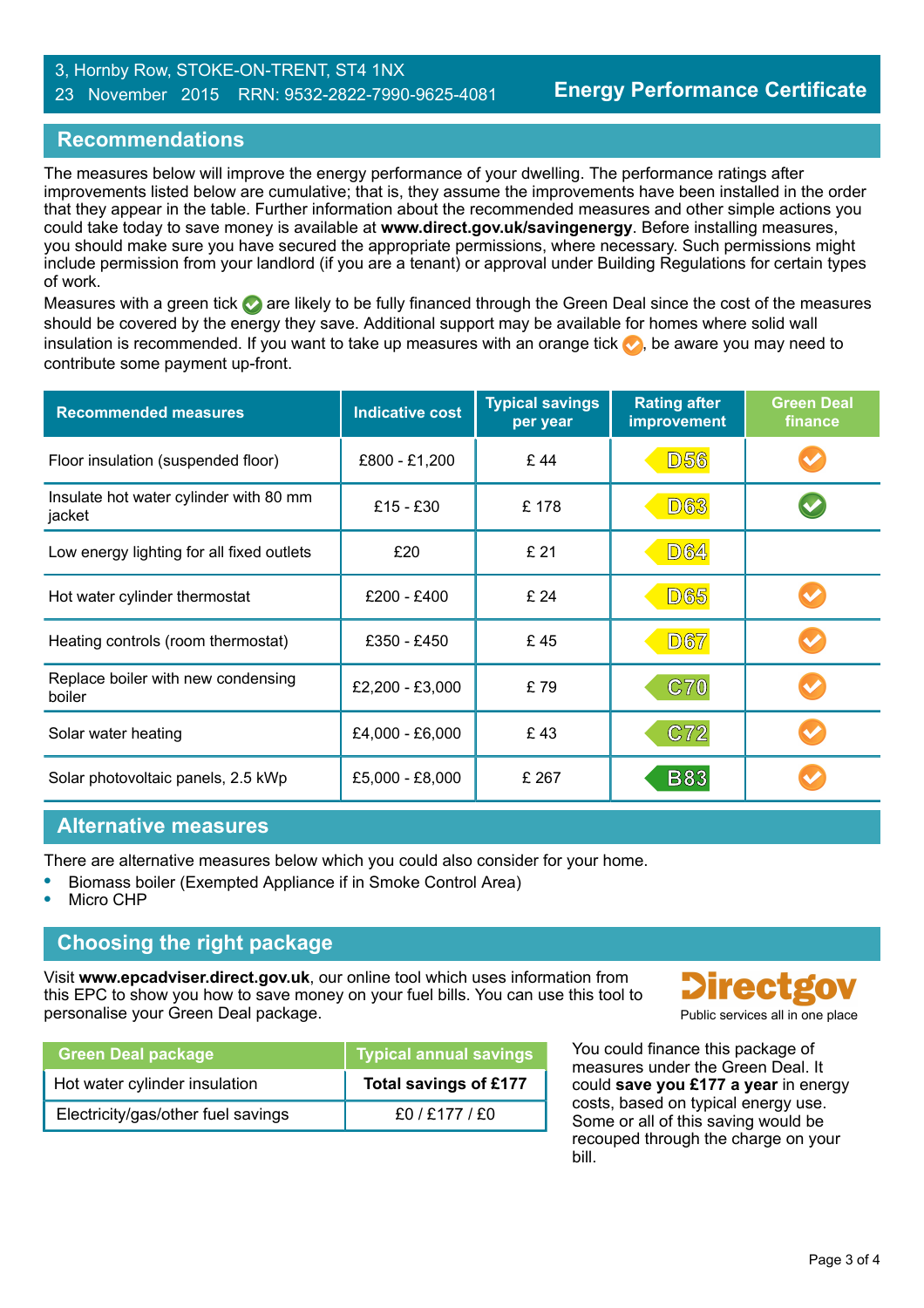3, Hornby Row, STOKE-ON-TRENT, ST4 1NX
23 November 2015 RRN: 9532-2822-7990-9625-4081

**Energy Performance Certificate**

## Recommendations

The measures below will improve the energy performance of your dwelling. The performance ratings after improvements listed below are cumulative; that is, they assume the improvements have been installed in the order that they appear in the table. Further information about the recommended measures and other simple actions you could take today to save money is available at **www.direct.gov.uk/savingenergy**. Before installing measures, you should make sure you have secured the appropriate permissions, where necessary. Such permissions might include permission from your landlord (if you are a tenant) or approval under Building Regulations for certain types of work.

Measures with a green tick ✔ are likely to be fully financed through the Green Deal since the cost of the measures should be covered by the energy they save. Additional support may be available for homes where solid wall insulation is recommended. If you want to take up measures with an orange tick ✔, be aware you may need to contribute some payment up-front.

| Recommended measures | Indicative cost | Typical savings per year | Rating after improvement | Green Deal finance |
|---|---|---|---|---|
| Floor insulation (suspended floor) | £800 - £1,200 | £ 44 | D56 | ✔ (orange) |
| Insulate hot water cylinder with 80 mm jacket | £15 - £30 | £ 178 | D63 | ✔ (green) |
| Low energy lighting for all fixed outlets | £20 | £ 21 | D64 | |
| Hot water cylinder thermostat | £200 - £400 | £ 24 | D65 | ✔ (orange) |
| Heating controls (room thermostat) | £350 - £450 | £ 45 | D67 | ✔ (orange) |
| Replace boiler with new condensing boiler | £2,200 - £3,000 | £ 79 | C70 | ✔ (orange) |
| Solar water heating | £4,000 - £6,000 | £ 43 | C72 | ✔ (orange) |
| Solar photovoltaic panels, 2.5 kWp | £5,000 - £8,000 | £ 267 | B83 | ✔ (orange) |

## Alternative measures

There are alternative measures below which you could also consider for your home.

- Biomass boiler (Exempted Appliance if in Smoke Control Area)
- Micro CHP

## Choosing the right package

Visit **www.epcadviser.direct.gov.uk**, our online tool which uses information from this EPC to show you how to save money on your fuel bills. You can use this tool to personalise your Green Deal package.

Directgov
Public services all in one place

| Green Deal package | Typical annual savings |
|---|---|
| Hot water cylinder insulation | **Total savings of £177** |
| Electricity/gas/other fuel savings | £0 / £177 / £0 |

You could finance this package of measures under the Green Deal. It could **save you £177 a year** in energy costs, based on typical energy use. Some or all of this saving would be recouped through the charge on your bill.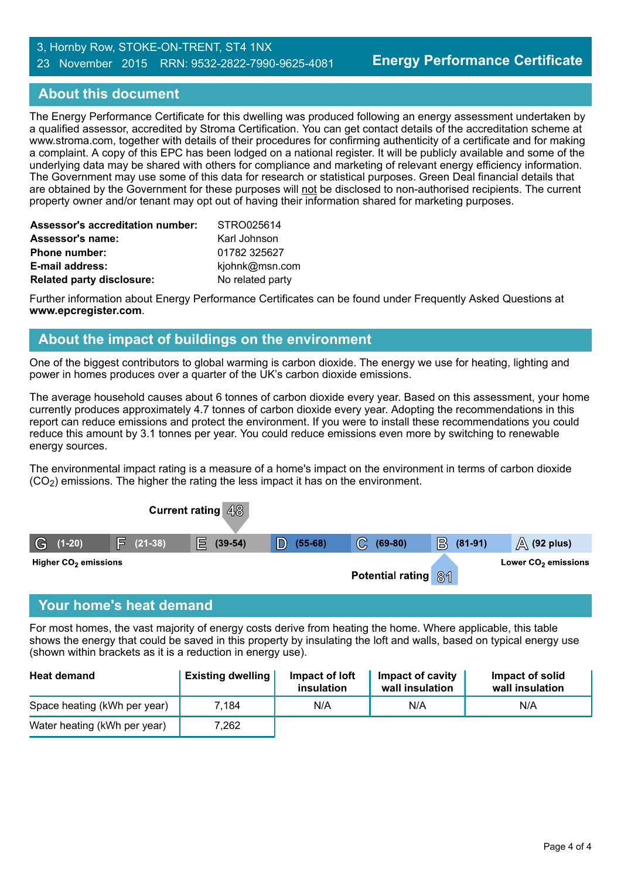3, Hornby Row, STOKE-ON-TRENT, ST4 1NX
23 November 2015 RRN: 9532-2822-7990-9625-4081

**Energy Performance Certificate**

## About this document

The Energy Performance Certificate for this dwelling was produced following an energy assessment undertaken by a qualified assessor, accredited by Stroma Certification. You can get contact details of the accreditation scheme at www.stroma.com, together with details of their procedures for confirming authenticity of a certificate and for making a complaint. A copy of this EPC has been lodged on a national register. It will be publicly available and some of the underlying data may be shared with others for compliance and marketing of relevant energy efficiency information. The Government may use some of this data for research or statistical purposes. Green Deal financial details that are obtained by the Government for these purposes will not be disclosed to non-authorised recipients. The current property owner and/or tenant may opt out of having their information shared for marketing purposes.

| | |
|---|---|
| **Assessor's accreditation number:** | STRO025614 |
| **Assessor's name:** | Karl Johnson |
| **Phone number:** | 01782 325627 |
| **E-mail address:** | kjohnk@msn.com |
| **Related party disclosure:** | No related party |

Further information about Energy Performance Certificates can be found under Frequently Asked Questions at **www.epcregister.com**.

## About the impact of buildings on the environment

One of the biggest contributors to global warming is carbon dioxide. The energy we use for heating, lighting and power in homes produces over a quarter of the UK's carbon dioxide emissions.

The average household causes about 6 tonnes of carbon dioxide every year. Based on this assessment, your home currently produces approximately 4.7 tonnes of carbon dioxide every year. Adopting the recommendations in this report can reduce emissions and protect the environment. If you were to install these recommendations you could reduce this amount by 3.1 tonnes per year. You could reduce emissions even more by switching to renewable energy sources.

The environmental impact rating is a measure of a home's impact on the environment in terms of carbon dioxide ($CO_2$) emissions. The higher the rating the less impact it has on the environment.

Current rating 48

G (1-20) F (21-38) E (39-54) D (55-68) C (69-80) B (81-91) A (92 plus)

Higher $CO_2$ emissions

Lower $CO_2$ emissions

Potential rating 81

## Your home's heat demand

For most homes, the vast majority of energy costs derive from heating the home. Where applicable, this table shows the energy that could be saved in this property by insulating the loft and walls, based on typical energy use (shown within brackets as it is a reduction in energy use).

| Heat demand | Existing dwelling | Impact of loft insulation | Impact of cavity wall insulation | Impact of solid wall insulation |
|---|---|---|---|---|
| Space heating (kWh per year) | 7,184 | N/A | N/A | N/A |
| Water heating (kWh per year) | 7,262 | | | |